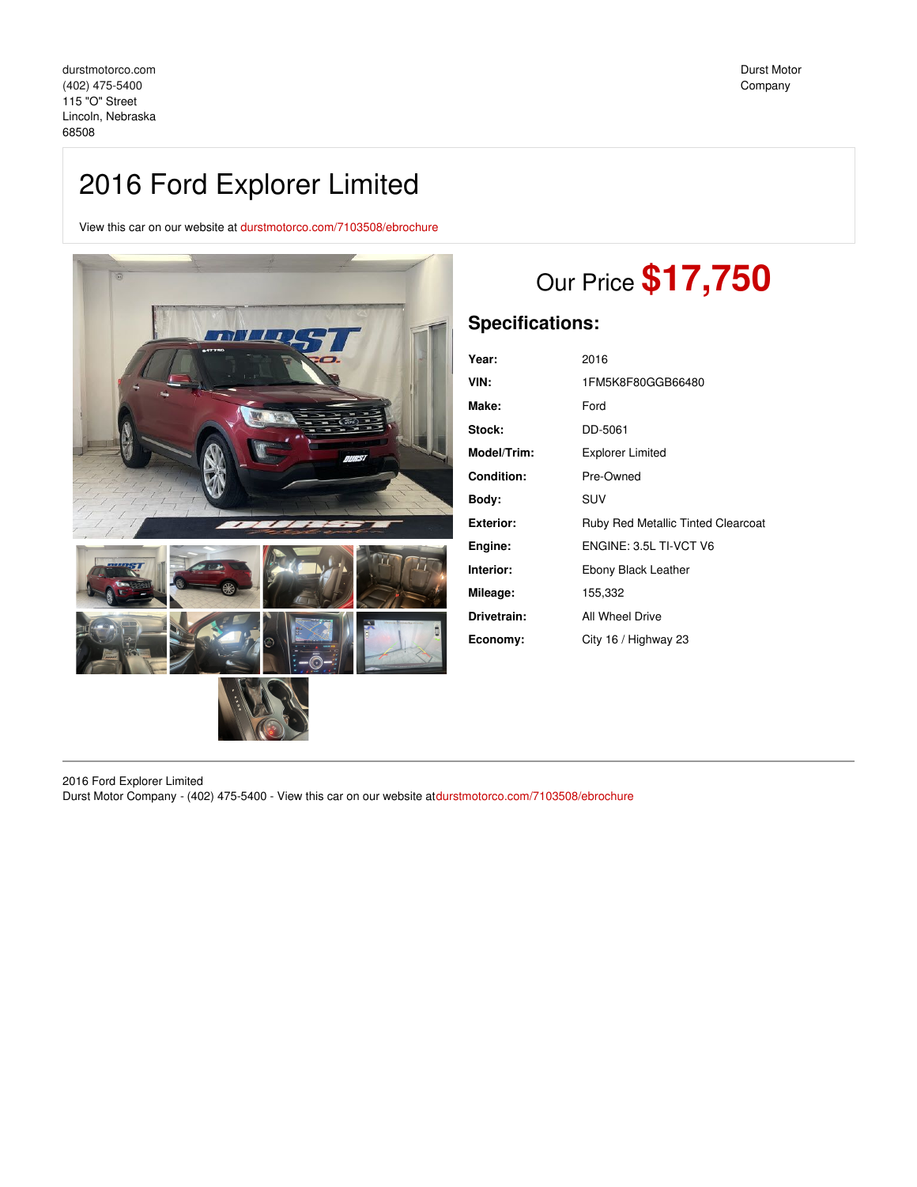durstmotorco.com
(402) 475-5400
115 "O" Street
Lincoln, Nebraska
68508

Durst Motor Company

# 2016 Ford Explorer Limited

View this car on our website at durstmotorco.com/7103508/ebrochure

## Our Price **$17,750**

## Specifications:

| | |
|---|---|
| **Year:** | 2016 |
| **VIN:** | 1FM5K8F80GGB66480 |
| **Make:** | Ford |
| **Stock:** | DD-5061 |
| **Model/Trim:** | Explorer Limited |
| **Condition:** | Pre-Owned |
| **Body:** | SUV |
| **Exterior:** | Ruby Red Metallic Tinted Clearcoat |
| **Engine:** | ENGINE: 3.5L TI-VCT V6 |
| **Interior:** | Ebony Black Leather |
| **Mileage:** | 155,332 |
| **Drivetrain:** | All Wheel Drive |
| **Economy:** | City 16 / Highway 23 |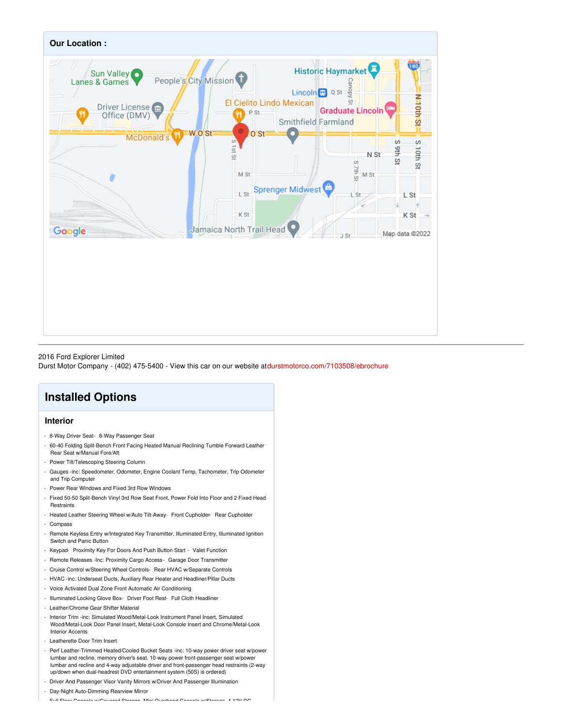## Our Location :

2016 Ford Explorer Limited
Durst Motor Company - (402) 475-5400 - View this car on our website atdurstmotorco.com/7103508/ebrochure

# Installed Options

## Interior

- 8-Way Driver Seat- 8-Way Passenger Seat
- 60-40 Folding Split-Bench Front Facing Heated Manual Reclining Tumble Forward Leather Rear Seat w/Manual Fore/Aft
- Power Tilt/Telescoping Steering Column
- Gauges -inc: Speedometer, Odometer, Engine Coolant Temp, Tachometer, Trip Odometer and Trip Computer
- Power Rear Windows and Fixed 3rd Row Windows
- Fixed 50-50 Split-Bench Vinyl 3rd Row Seat Front, Power Fold Into Floor and 2 Fixed Head Restraints
- Heated Leather Steering Wheel w/Auto Tilt-Away- Front Cupholder- Rear Cupholder
- Compass
- Remote Keyless Entry w/Integrated Key Transmitter, Illuminated Entry, Illuminated Ignition Switch and Panic Button
- Keypad- Proximity Key For Doors And Push Button Start - Valet Function
- Remote Releases -Inc: Proximity Cargo Access- Garage Door Transmitter
- Cruise Control w/Steering Wheel Controls- Rear HVAC w/Separate Controls
- HVAC -inc: Underseat Ducts, Auxiliary Rear Heater and Headliner/Pillar Ducts
- Voice Activated Dual Zone Front Automatic Air Conditioning
- Illuminated Locking Glove Box- Driver Foot Rest- Full Cloth Headliner
- Leather/Chrome Gear Shifter Material
- Interior Trim -inc: Simulated Wood/Metal-Look Instrument Panel Insert, Simulated Wood/Metal-Look Door Panel Insert, Metal-Look Console Insert and Chrome/Metal-Look Interior Accents
- Leatherette Door Trim Insert
- Perf Leather-Trimmed Heated/Cooled Bucket Seats -inc: 10-way power driver seat w/power lumbar and recline, memory driver's seat, 10-way power front-passenger seat w/power lumbar and recline and 4-way adjustable driver and front-passenger head restraints (2-way up/down when dual-headrest DVD entertainment system (50S) is ordered)
- Driver And Passenger Visor Vanity Mirrors w/Driver And Passenger Illumination
- Day-Night Auto-Dimming Rearview Mirror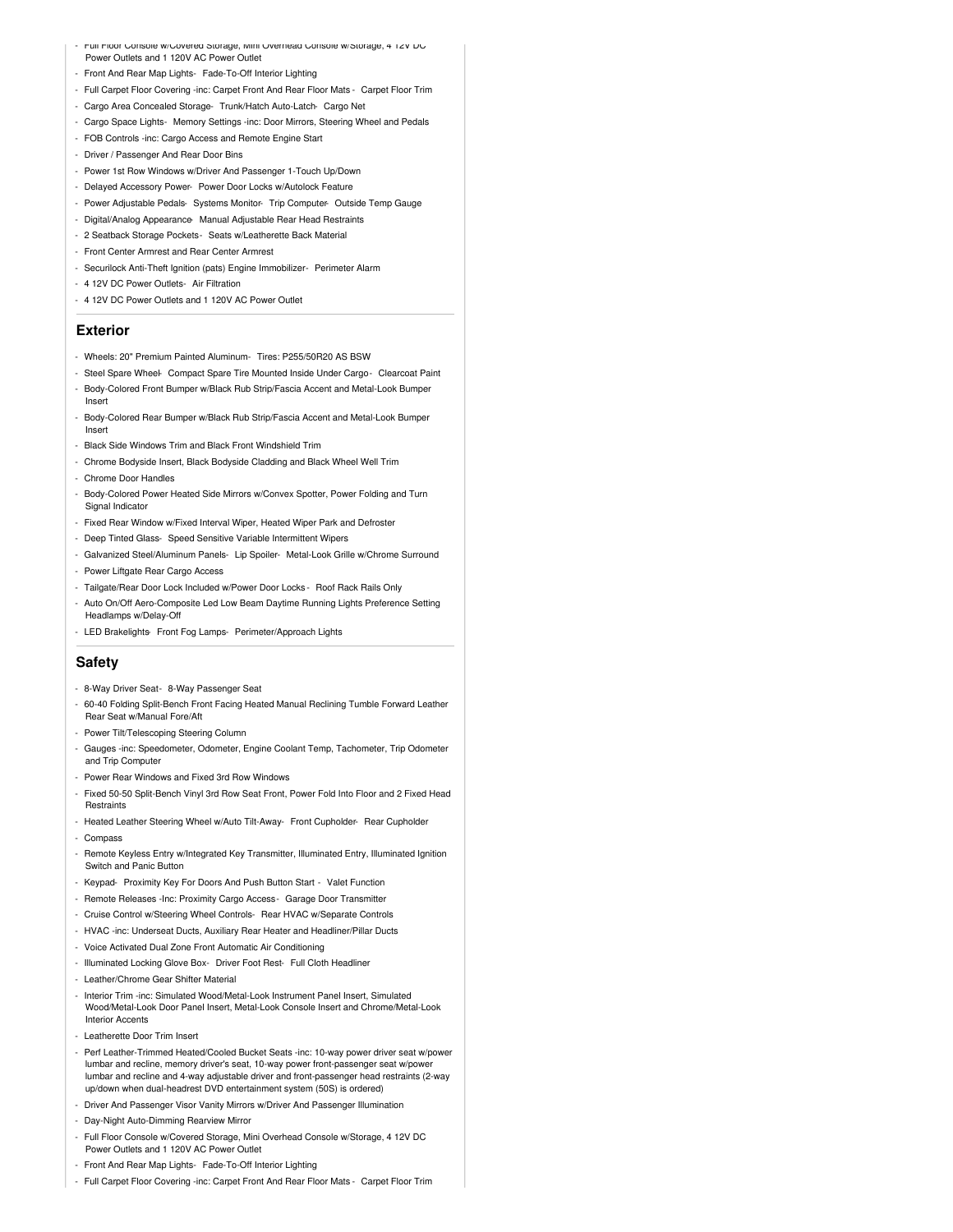- Full Floor Console w/Covered Storage, Mini Overhead Console w/Storage, 4 12V DC Power Outlets and 1 120V AC Power Outlet
- Front And Rear Map Lights- Fade-To-Off Interior Lighting
- Full Carpet Floor Covering -inc: Carpet Front And Rear Floor Mats - Carpet Floor Trim
- Cargo Area Concealed Storage- Trunk/Hatch Auto-Latch- Cargo Net
- Cargo Space Lights- Memory Settings -inc: Door Mirrors, Steering Wheel and Pedals
- FOB Controls -inc: Cargo Access and Remote Engine Start
- Driver / Passenger And Rear Door Bins
- Power 1st Row Windows w/Driver And Passenger 1-Touch Up/Down
- Delayed Accessory Power- Power Door Locks w/Autolock Feature
- Power Adjustable Pedals- Systems Monitor- Trip Computer- Outside Temp Gauge
- Digital/Analog Appearance- Manual Adjustable Rear Head Restraints
- 2 Seatback Storage Pockets- Seats w/Leatherette Back Material
- Front Center Armrest and Rear Center Armrest
- Securilock Anti-Theft Ignition (pats) Engine Immobilizer- Perimeter Alarm
- 4 12V DC Power Outlets- Air Filtration
- 4 12V DC Power Outlets and 1 120V AC Power Outlet

## Exterior

- Wheels: 20" Premium Painted Aluminum- Tires: P255/50R20 AS BSW
- Steel Spare Wheel- Compact Spare Tire Mounted Inside Under Cargo- Clearcoat Paint
- Body-Colored Front Bumper w/Black Rub Strip/Fascia Accent and Metal-Look Bumper Insert
- Body-Colored Rear Bumper w/Black Rub Strip/Fascia Accent and Metal-Look Bumper Insert
- Black Side Windows Trim and Black Front Windshield Trim
- Chrome Bodyside Insert, Black Bodyside Cladding and Black Wheel Well Trim
- Chrome Door Handles
- Body-Colored Power Heated Side Mirrors w/Convex Spotter, Power Folding and Turn Signal Indicator
- Fixed Rear Window w/Fixed Interval Wiper, Heated Wiper Park and Defroster
- Deep Tinted Glass- Speed Sensitive Variable Intermittent Wipers
- Galvanized Steel/Aluminum Panels- Lip Spoiler- Metal-Look Grille w/Chrome Surround
- Power Liftgate Rear Cargo Access
- Tailgate/Rear Door Lock Included w/Power Door Locks - Roof Rack Rails Only
- Auto On/Off Aero-Composite Led Low Beam Daytime Running Lights Preference Setting Headlamps w/Delay-Off
- LED Brakelights- Front Fog Lamps- Perimeter/Approach Lights

## Safety

- 8-Way Driver Seat- 8-Way Passenger Seat
- 60-40 Folding Split-Bench Front Facing Heated Manual Reclining Tumble Forward Leather Rear Seat w/Manual Fore/Aft
- Power Tilt/Telescoping Steering Column
- Gauges -inc: Speedometer, Odometer, Engine Coolant Temp, Tachometer, Trip Odometer and Trip Computer
- Power Rear Windows and Fixed 3rd Row Windows
- Fixed 50-50 Split-Bench Vinyl 3rd Row Seat Front, Power Fold Into Floor and 2 Fixed Head Restraints
- Heated Leather Steering Wheel w/Auto Tilt-Away- Front Cupholder- Rear Cupholder
- Compass
- Remote Keyless Entry w/Integrated Key Transmitter, Illuminated Entry, Illuminated Ignition Switch and Panic Button
- Keypad- Proximity Key For Doors And Push Button Start - Valet Function
- Remote Releases -Inc: Proximity Cargo Access - Garage Door Transmitter
- Cruise Control w/Steering Wheel Controls- Rear HVAC w/Separate Controls
- HVAC -inc: Underseat Ducts, Auxiliary Rear Heater and Headliner/Pillar Ducts
- Voice Activated Dual Zone Front Automatic Air Conditioning
- Illuminated Locking Glove Box- Driver Foot Rest- Full Cloth Headliner
- Leather/Chrome Gear Shifter Material
- Interior Trim -inc: Simulated Wood/Metal-Look Instrument Panel Insert, Simulated Wood/Metal-Look Door Panel Insert, Metal-Look Console Insert and Chrome/Metal-Look Interior Accents
- Leatherette Door Trim Insert
- Perf Leather-Trimmed Heated/Cooled Bucket Seats -inc: 10-way power driver seat w/power lumbar and recline, memory driver's seat, 10-way power front-passenger seat w/power lumbar and recline and 4-way adjustable driver and front-passenger head restraints (2-way up/down when dual-headrest DVD entertainment system (50S) is ordered)
- Driver And Passenger Visor Vanity Mirrors w/Driver And Passenger Illumination
- Day-Night Auto-Dimming Rearview Mirror
- Full Floor Console w/Covered Storage, Mini Overhead Console w/Storage, 4 12V DC Power Outlets and 1 120V AC Power Outlet
- Front And Rear Map Lights- Fade-To-Off Interior Lighting
- Full Carpet Floor Covering -inc: Carpet Front And Rear Floor Mats - Carpet Floor Trim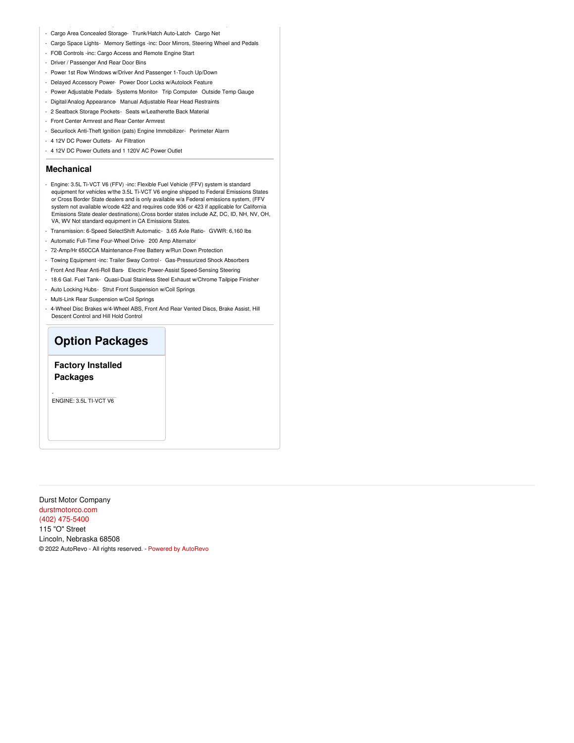- Cargo Area Concealed Storage- Trunk/Hatch Auto-Latch- Cargo Net
- Cargo Space Lights- Memory Settings -inc: Door Mirrors, Steering Wheel and Pedals
- FOB Controls -inc: Cargo Access and Remote Engine Start
- Driver / Passenger And Rear Door Bins
- Power 1st Row Windows w/Driver And Passenger 1-Touch Up/Down
- Delayed Accessory Power- Power Door Locks w/Autolock Feature
- Power Adjustable Pedals- Systems Monitor- Trip Computer- Outside Temp Gauge
- Digital/Analog Appearance- Manual Adjustable Rear Head Restraints
- 2 Seatback Storage Pockets- Seats w/Leatherette Back Material
- Front Center Armrest and Rear Center Armrest
- Securilock Anti-Theft Ignition (pats) Engine Immobilizer- Perimeter Alarm
- 4 12V DC Power Outlets- Air Filtration
- 4 12V DC Power Outlets and 1 120V AC Power Outlet

## Mechanical

- Engine: 3.5L Ti-VCT V6 (FFV) -inc: Flexible Fuel Vehicle (FFV) system is standard equipment for vehicles w/the 3.5L Ti-VCT V6 engine shipped to Federal Emissions States or Cross Border State dealers and is only available w/a Federal emissions system, (FFV system not available w/code 422 and requires code 936 or 423 if applicable for California Emissions State dealer destinations).Cross border states include AZ, DC, ID, NH, NV, OH, VA, WV Not standard equipment in CA Emissions States.
- Transmission: 6-Speed SelectShift Automatic- 3.65 Axle Ratio- GVWR: 6,160 lbs
- Automatic Full-Time Four-Wheel Drive- 200 Amp Alternator
- 72-Amp/Hr 650CCA Maintenance-Free Battery w/Run Down Protection
- Towing Equipment -inc: Trailer Sway Control- Gas-Pressurized Shock Absorbers
- Front And Rear Anti-Roll Bars- Electric Power-Assist Speed-Sensing Steering
- 18.6 Gal. Fuel Tank- Quasi-Dual Stainless Steel Exhaust w/Chrome Tailpipe Finisher
- Auto Locking Hubs- Strut Front Suspension w/Coil Springs
- Multi-Link Rear Suspension w/Coil Springs
- 4-Wheel Disc Brakes w/4-Wheel ABS, Front And Rear Vented Discs, Brake Assist, Hill Descent Control and Hill Hold Control

# Option Packages

### Factory Installed Packages

-

ENGINE: 3.5L TI-VCT V6

Durst Motor Company
durstmotorco.com
(402) 475-5400
115 "O" Street
Lincoln, Nebraska 68508
© 2022 AutoRevo - All rights reserved. - Powered by AutoRevo